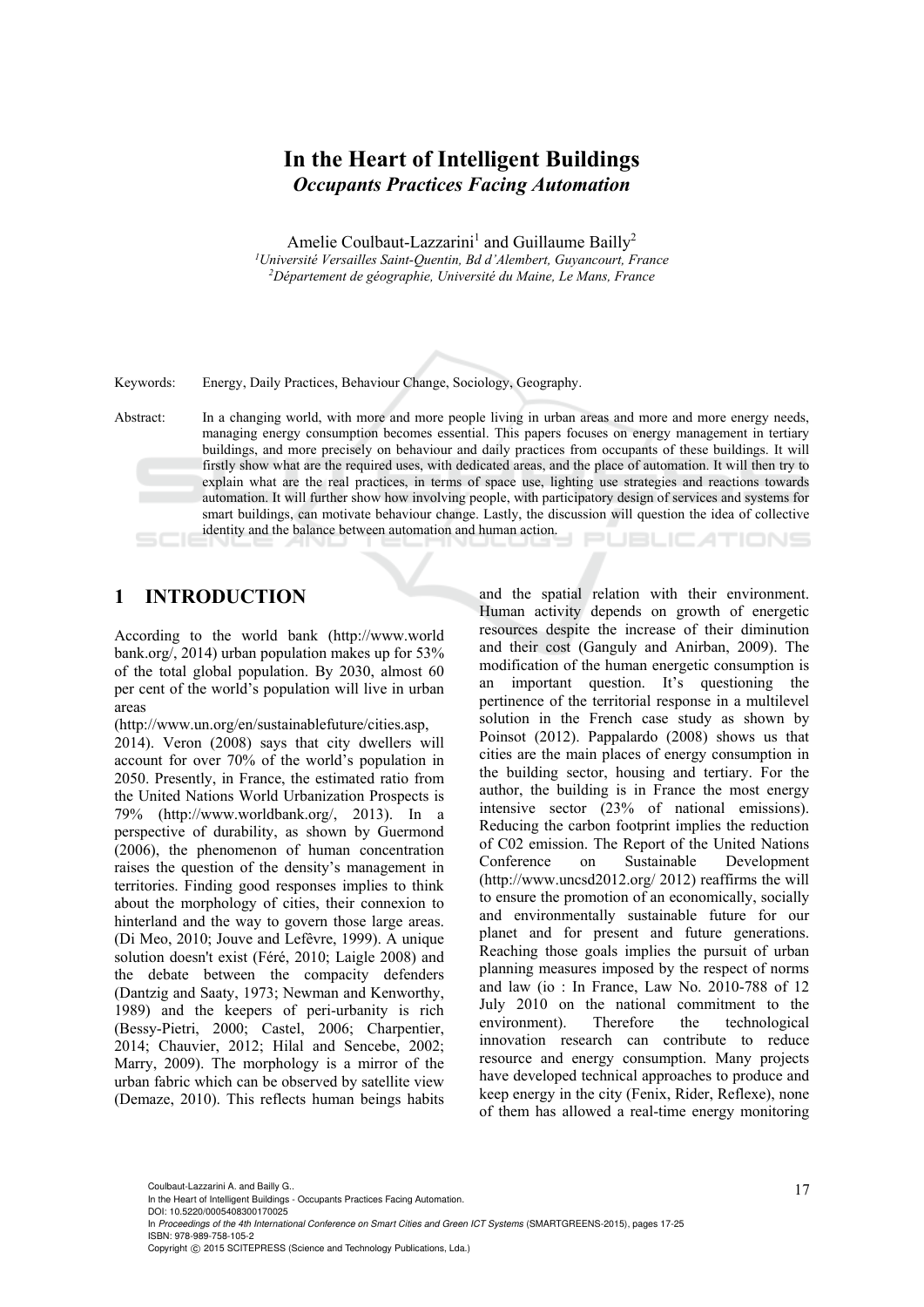# In the Heart of Intelligent Buildings

## *Occupants Practices Facing Automation*

Amelie Coulbaut-Lazzarini[1] and Guillaume Bailly[2]

[1]*Université Versailles Saint-Quentin, Bd d'Alembert, Guyancourt, France*
[2]*Département de géographie, Université du Maine, Le Mans, France*

Keywords: Energy, Daily Practices, Behaviour Change, Sociology, Geography.

Abstract: In a changing world, with more and more people living in urban areas and more and more energy needs, managing energy consumption becomes essential. This papers focuses on energy management in tertiary buildings, and more precisely on behaviour and daily practices from occupants of these buildings. It will firstly show what are the required uses, with dedicated areas, and the place of automation. It will then try to explain what are the real practices, in terms of space use, lighting use strategies and reactions towards automation. It will further show how involving people, with participatory design of services and systems for smart buildings, can motivate behaviour change. Lastly, the discussion will question the idea of collective identity and the balance between automation and human action.

## 1 INTRODUCTION

According to the world bank (http://www.world bank.org/, 2014) urban population makes up for 53% of the total global population. By 2030, almost 60 per cent of the world's population will live in urban areas (http://www.un.org/en/sustainablefuture/cities.asp, 2014). Veron (2008) says that city dwellers will account for over 70% of the world's population in 2050. Presently, in France, the estimated ratio from the United Nations World Urbanization Prospects is 79% (http://www.worldbank.org/, 2013). In a perspective of durability, as shown by Guermond (2006), the phenomenon of human concentration raises the question of the density's management in territories. Finding good responses implies to think about the morphology of cities, their connexion to hinterland and the way to govern those large areas. (Di Meo, 2010; Jouve and Lefêvre, 1999). A unique solution doesn't exist (Féré, 2010; Laigle 2008) and the debate between the compacity defenders (Dantzig and Saaty, 1973; Newman and Kenworthy, 1989) and the keepers of peri-urbanity is rich (Bessy-Pietri, 2000; Castel, 2006; Charpentier, 2014; Chauvier, 2012; Hilal and Sencebe, 2002; Marry, 2009). The morphology is a mirror of the urban fabric which can be observed by satellite view (Demaze, 2010). This reflects human beings habits and the spatial relation with their environment. Human activity depends on growth of energetic resources despite the increase of their diminution and their cost (Ganguly and Anirban, 2009). The modification of the human energetic consumption is an important question. It's questioning the pertinence of the territorial response in a multilevel solution in the French case study as shown by Poinsot (2012). Pappalardo (2008) shows us that cities are the main places of energy consumption in the building sector, housing and tertiary. For the author, the building is in France the most energy intensive sector (23% of national emissions). Reducing the carbon footprint implies the reduction of C02 emission. The Report of the United Nations Conference on Sustainable Development (http://www.uncsd2012.org/ 2012) reaffirms the will to ensure the promotion of an economically, socially and environmentally sustainable future for our planet and for present and future generations. Reaching those goals implies the pursuit of urban planning measures imposed by the respect of norms and law (io : In France, Law No. 2010-788 of 12 July 2010 on the national commitment to the environment). Therefore the technological innovation research can contribute to reduce resource and energy consumption. Many projects have developed technical approaches to produce and keep energy in the city (Fenix, Rider, Reflexe), none of them has allowed a real-time energy monitoring

Coulbaut-Lazzarini A. and Bailly G..
In the Heart of Intelligent Buildings - Occupants Practices Facing Automation.
DOI: 10.5220/0005408300170025
In *Proceedings of the 4th International Conference on Smart Cities and Green ICT Systems* (SMARTGREENS-2015), pages 17-25
ISBN: 978-989-758-105-2
Copyright © 2015 SCITEPRESS (Science and Technology Publications, Lda.)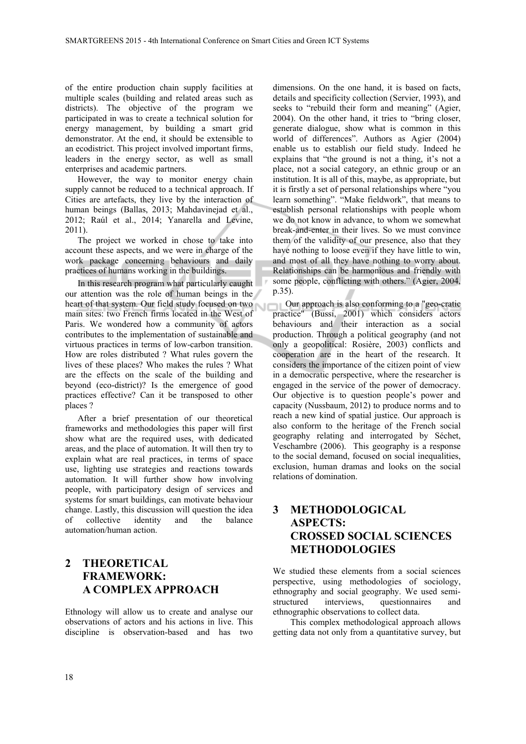of the entire production chain supply facilities at multiple scales (building and related areas such as districts). The objective of the program we participated in was to create a technical solution for energy management, by building a smart grid demonstrator. At the end, it should be extensible to an ecodistrict. This project involved important firms, leaders in the energy sector, as well as small enterprises and academic partners.

However, the way to monitor energy chain supply cannot be reduced to a technical approach. If Cities are artefacts, they live by the interaction of human beings (Ballas, 2013; Mahdavinejad et al., 2012; Raúl et al., 2014; Yanarella and Levine, 2011).

The project we worked in chose to take into account these aspects, and we were in charge of the work package concerning behaviours and daily practices of humans working in the buildings.

In this research program what particularly caught our attention was the role of human beings in the heart of that system. Our field study focused on two main sites: two French firms located in the West of Paris. We wondered how a community of actors contributes to the implementation of sustainable and virtuous practices in terms of low-carbon transition. How are roles distributed ? What rules govern the lives of these places? Who makes the rules ? What are the effects on the scale of the building and beyond (eco-district)? Is the emergence of good practices effective? Can it be transposed to other places ?

After a brief presentation of our theoretical frameworks and methodologies this paper will first show what are the required uses, with dedicated areas, and the place of automation. It will then try to explain what are real practices, in terms of space use, lighting use strategies and reactions towards automation. It will further show how involving people, with participatory design of services and systems for smart buildings, can motivate behaviour change. Lastly, this discussion will question the idea of collective identity and the balance automation/human action.

## 2 THEORETICAL FRAMEWORK: A COMPLEX APPROACH

Ethnology will allow us to create and analyse our observations of actors and his actions in live. This discipline is observation-based and has two dimensions. On the one hand, it is based on facts, details and specificity collection (Servier, 1993), and seeks to "rebuild their form and meaning" (Agier, 2004). On the other hand, it tries to "bring closer, generate dialogue, show what is common in this world of differences". Authors as Agier (2004) enable us to establish our field study. Indeed he explains that "the ground is not a thing, it's not a place, not a social category, an ethnic group or an institution. It is all of this, maybe, as appropriate, but it is firstly a set of personal relationships where "you learn something". "Make fieldwork", that means to establish personal relationships with people whom we do not know in advance, to whom we somewhat break-and-enter in their lives. So we must convince them of the validity of our presence, also that they have nothing to loose even if they have little to win, and most of all they have nothing to worry about. Relationships can be harmonious and friendly with some people, conflicting with others." (Agier, 2004, p.35).

Our approach is also conforming to a "geo-cratic practice" (Bussi, 2001) which considers actors behaviours and their interaction as a social production. Through a political geography (and not only a geopolitical: Rosière, 2003) conflicts and cooperation are in the heart of the research. It considers the importance of the citizen point of view in a democratic perspective, where the researcher is engaged in the service of the power of democracy. Our objective is to question people's power and capacity (Nussbaum, 2012) to produce norms and to reach a new kind of spatial justice. Our approach is also conform to the heritage of the French social geography relating and interrogated by Séchet, Veschambre (2006). This geography is a response to the social demand, focused on social inequalities, exclusion, human dramas and looks on the social relations of domination.

## 3 METHODOLOGICAL ASPECTS: CROSSED SOCIAL SCIENCES METHODOLOGIES

We studied these elements from a social sciences perspective, using methodologies of sociology, ethnography and social geography. We used semi-structured interviews, questionnaires and ethnographic observations to collect data.

This complex methodological approach allows getting data not only from a quantitative survey, but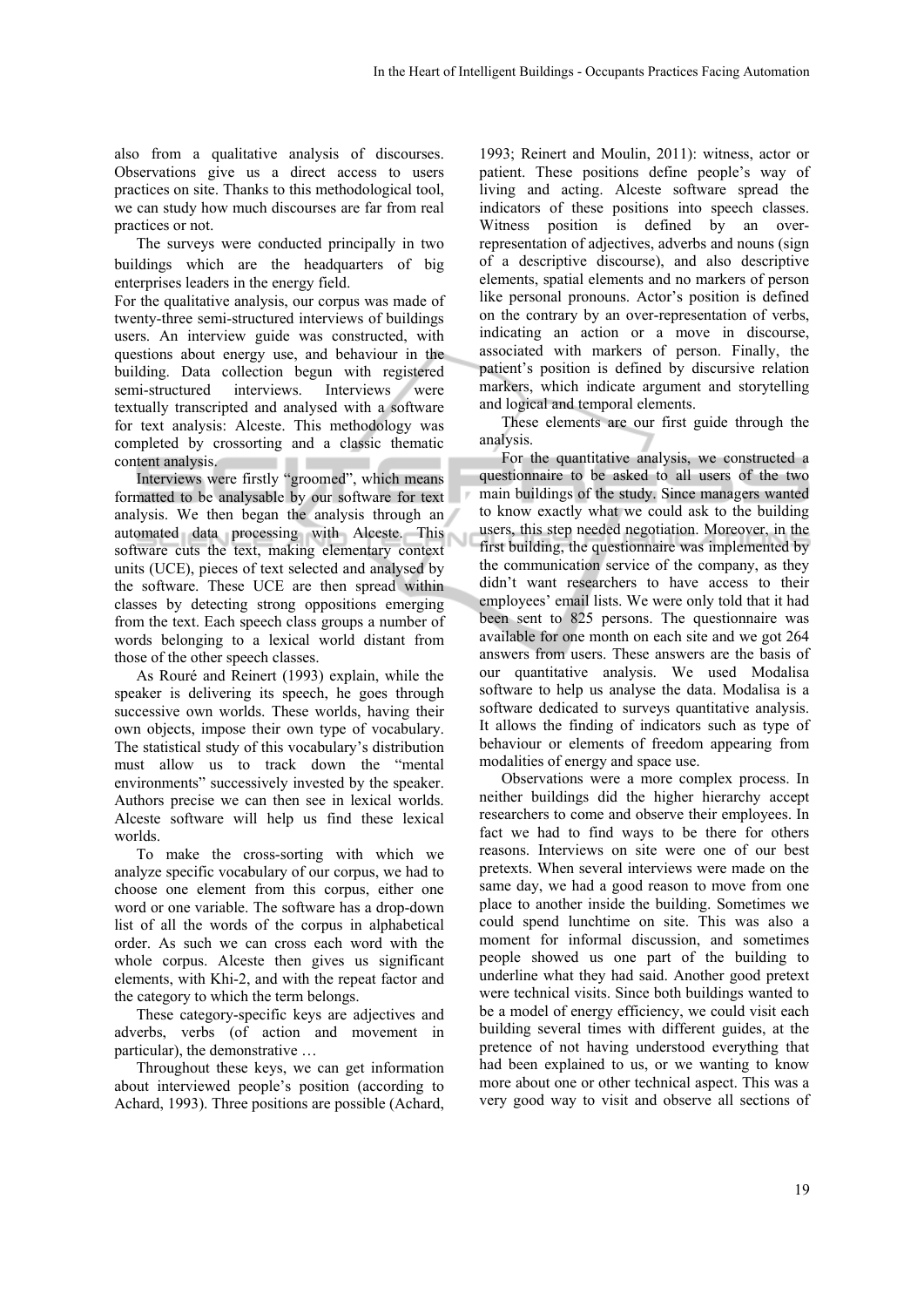also from a qualitative analysis of discourses. Observations give us a direct access to users practices on site. Thanks to this methodological tool, we can study how much discourses are far from real practices or not.

The surveys were conducted principally in two buildings which are the headquarters of big enterprises leaders in the energy field.

For the qualitative analysis, our corpus was made of twenty-three semi-structured interviews of buildings users. An interview guide was constructed, with questions about energy use, and behaviour in the building. Data collection begun with registered semi-structured interviews. Interviews were textually transcripted and analysed with a software for text analysis: Alceste. This methodology was completed by crossorting and a classic thematic content analysis.

Interviews were firstly "groomed", which means formatted to be analysable by our software for text analysis. We then began the analysis through an automated data processing with Alceste. This software cuts the text, making elementary context units (UCE), pieces of text selected and analysed by the software. These UCE are then spread within classes by detecting strong oppositions emerging from the text. Each speech class groups a number of words belonging to a lexical world distant from those of the other speech classes.

As Rouré and Reinert (1993) explain, while the speaker is delivering its speech, he goes through successive own worlds. These worlds, having their own objects, impose their own type of vocabulary. The statistical study of this vocabulary's distribution must allow us to track down the "mental environments" successively invested by the speaker. Authors precise we can then see in lexical worlds. Alceste software will help us find these lexical worlds.

To make the cross-sorting with which we analyze specific vocabulary of our corpus, we had to choose one element from this corpus, either one word or one variable. The software has a drop-down list of all the words of the corpus in alphabetical order. As such we can cross each word with the whole corpus. Alceste then gives us significant elements, with Khi-2, and with the repeat factor and the category to which the term belongs.

These category-specific keys are adjectives and adverbs, verbs (of action and movement in particular), the demonstrative …

Throughout these keys, we can get information about interviewed people's position (according to Achard, 1993). Three positions are possible (Achard, 1993; Reinert and Moulin, 2011): witness, actor or patient. These positions define people's way of living and acting. Alceste software spread the indicators of these positions into speech classes. Witness position is defined by an over-representation of adjectives, adverbs and nouns (sign of a descriptive discourse), and also descriptive elements, spatial elements and no markers of person like personal pronouns. Actor's position is defined on the contrary by an over-representation of verbs, indicating an action or a move in discourse, associated with markers of person. Finally, the patient's position is defined by discursive relation markers, which indicate argument and storytelling and logical and temporal elements.

These elements are our first guide through the analysis.

For the quantitative analysis, we constructed a questionnaire to be asked to all users of the two main buildings of the study. Since managers wanted to know exactly what we could ask to the building users, this step needed negotiation. Moreover, in the first building, the questionnaire was implemented by the communication service of the company, as they didn't want researchers to have access to their employees' email lists. We were only told that it had been sent to 825 persons. The questionnaire was available for one month on each site and we got 264 answers from users. These answers are the basis of our quantitative analysis. We used Modalisa software to help us analyse the data. Modalisa is a software dedicated to surveys quantitative analysis. It allows the finding of indicators such as type of behaviour or elements of freedom appearing from modalities of energy and space use.

Observations were a more complex process. In neither buildings did the higher hierarchy accept researchers to come and observe their employees. In fact we had to find ways to be there for others reasons. Interviews on site were one of our best pretexts. When several interviews were made on the same day, we had a good reason to move from one place to another inside the building. Sometimes we could spend lunchtime on site. This was also a moment for informal discussion, and sometimes people showed us one part of the building to underline what they had said. Another good pretext were technical visits. Since both buildings wanted to be a model of energy efficiency, we could visit each building several times with different guides, at the pretence of not having understood everything that had been explained to us, or we wanting to know more about one or other technical aspect. This was a very good way to visit and observe all sections of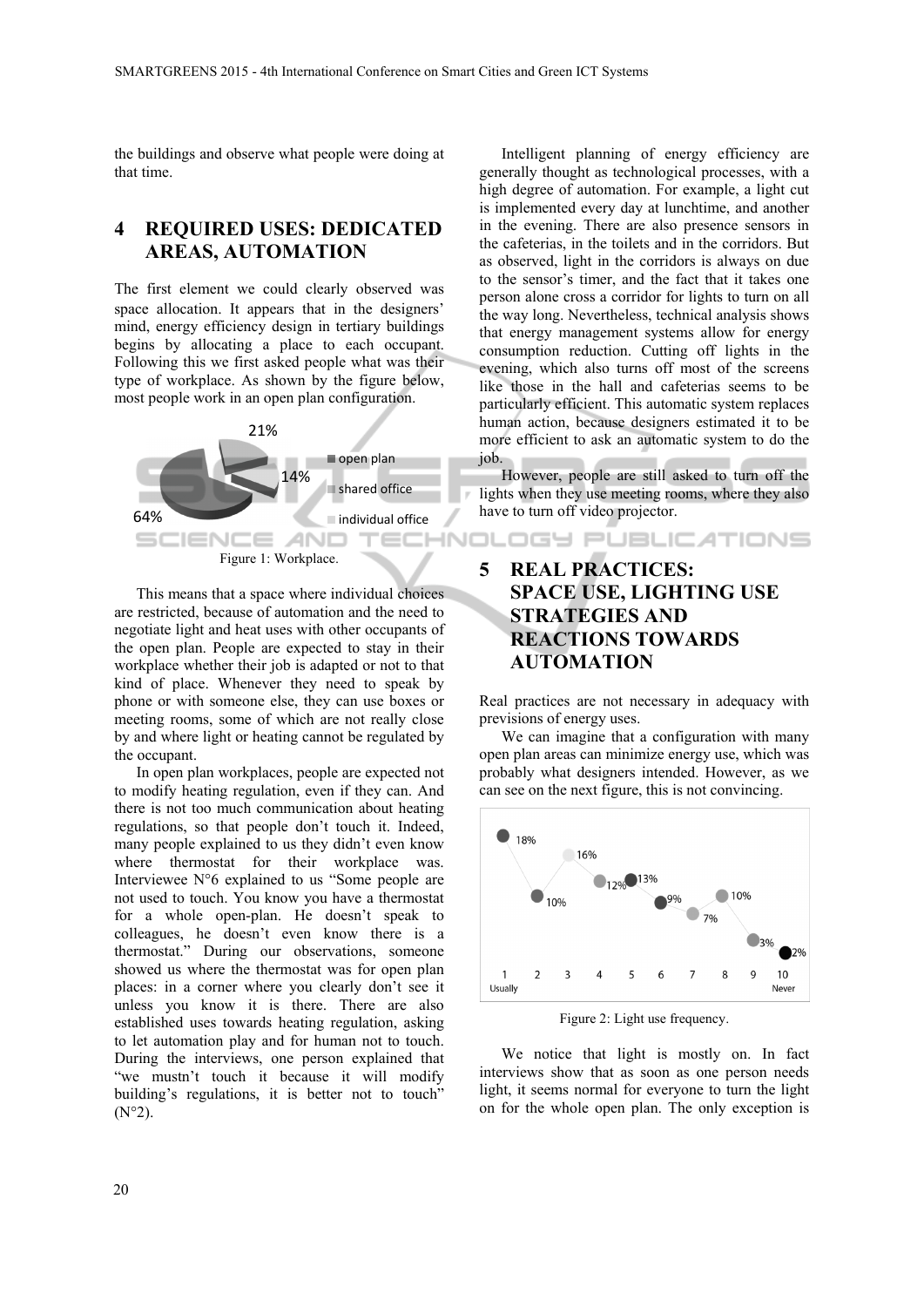the buildings and observe what people were doing at that time.

## 4 REQUIRED USES: DEDICATED AREAS, AUTOMATION

The first element we could clearly observed was space allocation. It appears that in the designers' mind, energy efficiency design in tertiary buildings begins by allocating a place to each occupant. Following this we first asked people what was their type of workplace. As shown by the figure below, most people work in an open plan configuration.

21%
14%
64%
open plan
shared office
individual office

Figure 1: Workplace.

This means that a space where individual choices are restricted, because of automation and the need to negotiate light and heat uses with other occupants of the open plan. People are expected to stay in their workplace whether their job is adapted or not to that kind of place. Whenever they need to speak by phone or with someone else, they can use boxes or meeting rooms, some of which are not really close by and where light or heating cannot be regulated by the occupant.

In open plan workplaces, people are expected not to modify heating regulation, even if they can. And there is not too much communication about heating regulations, so that people don't touch it. Indeed, many people explained to us they didn't even know where thermostat for their workplace was. Interviewee N°6 explained to us "Some people are not used to touch. You know you have a thermostat for a whole open-plan. He doesn't speak to colleagues, he doesn't even know there is a thermostat." During our observations, someone showed us where the thermostat was for open plan places: in a corner where you clearly don't see it unless you know it is there. There are also established uses towards heating regulation, asking to let automation play and for human not to touch. During the interviews, one person explained that "we mustn't touch it because it will modify building's regulations, it is better not to touch" (N°2).

Intelligent planning of energy efficiency are generally thought as technological processes, with a high degree of automation. For example, a light cut is implemented every day at lunchtime, and another in the evening. There are also presence sensors in the cafeterias, in the toilets and in the corridors. But as observed, light in the corridors is always on due to the sensor's timer, and the fact that it takes one person alone cross a corridor for lights to turn on all the way long. Nevertheless, technical analysis shows that energy management systems allow for energy consumption reduction. Cutting off lights in the evening, which also turns off most of the screens like those in the hall and cafeterias seems to be particularly efficient. This automatic system replaces human action, because designers estimated it to be more efficient to ask an automatic system to do the job.

However, people are still asked to turn off the lights when they use meeting rooms, where they also have to turn off video projector.

## 5 REAL PRACTICES: SPACE USE, LIGHTING USE STRATEGIES AND REACTIONS TOWARDS AUTOMATION

Real practices are not necessary in adequacy with previsions of energy uses.

We can imagine that a configuration with many open plan areas can minimize energy use, which was probably what designers intended. However, as we can see on the next figure, this is not convincing.

18%
10%
16%
12%
13%
9%
7%
10%
3%
2%
1 Usually
2
3
4
5
6
7
8
9
10 Never

Figure 2: Light use frequency.

We notice that light is mostly on. In fact interviews show that as soon as one person needs light, it seems normal for everyone to turn the light on for the whole open plan. The only exception is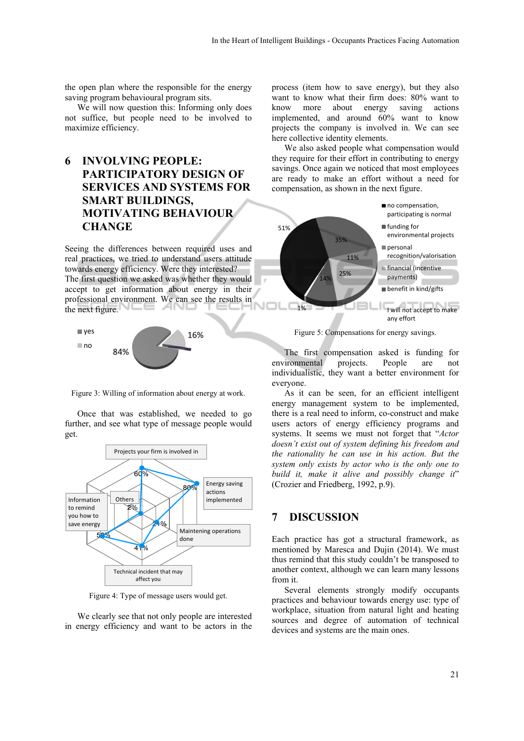the open plan where the responsible for the energy saving program behavioural program sits.

We will now question this: Informing only does not suffice, but people need to be involved to maximize efficiency.

## 6 INVOLVING PEOPLE: PARTICIPATORY DESIGN OF SERVICES AND SYSTEMS FOR SMART BUILDINGS, MOTIVATING BEHAVIOUR CHANGE

Seeing the differences between required uses and real practices, we tried to understand users attitude towards energy efficiency. Were they interested? The first question we asked was whether they would accept to get information about energy in their professional environment. We can see the results in the next figure.

Figure 3: Willing of information about energy at work.

Once that was established, we needed to go further, and see what type of message people would get.

Figure 4: Type of message users would get.

We clearly see that not only people are interested in energy efficiency and want to be actors in the process (item how to save energy), but they also want to know what their firm does: 80% want to know more about energy saving actions implemented, and around 60% want to know projects the company is involved in. We can see here collective identity elements.

We also asked people what compensation would they require for their effort in contributing to energy savings. Once again we noticed that most employees are ready to make an effort without a need for compensation, as shown in the next figure.

Figure 5: Compensations for energy savings.

The first compensation asked is funding for environmental projects. People are not individualistic, they want a better environment for everyone.

As it can be seen, for an efficient intelligent energy management system to be implemented, there is a real need to inform, co-construct and make users actors of energy efficiency programs and systems. It seems we must not forget that "*Actor doesn't exist out of system defining his freedom and the rationality he can use in his action. But the system only exists by actor who is the only one to build it, make it alive and possibly change it*" (Crozier and Friedberg, 1992, p.9).

## 7 DISCUSSION

Each practice has got a structural framework, as mentioned by Maresca and Dujin (2014). We must thus remind that this study couldn't be transposed to another context, although we can learn many lessons from it.

Several elements strongly modify occupants practices and behaviour towards energy use: type of workplace, situation from natural light and heating sources and degree of automation of technical devices and systems are the main ones.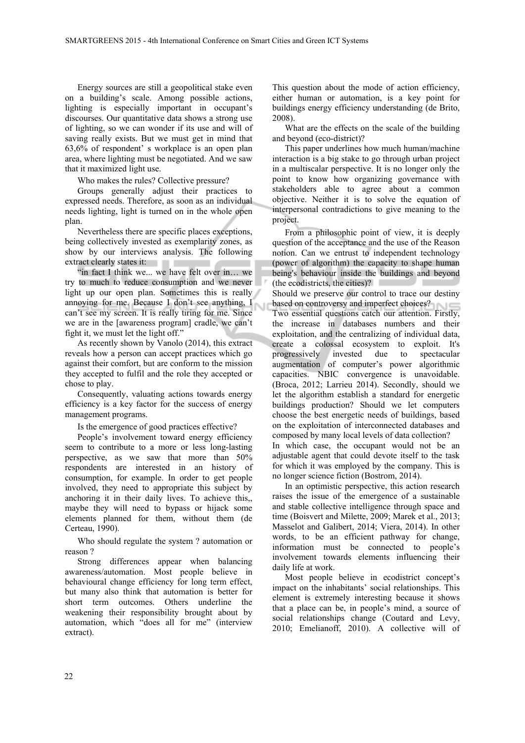Energy sources are still a geopolitical stake even on a building's scale. Among possible actions, lighting is especially important in occupant's discourses. Our quantitative data shows a strong use of lighting, so we can wonder if its use and will of saving really exists. But we must get in mind that 63,6% of respondent' s workplace is an open plan area, where lighting must be negotiated. And we saw that it maximized light use.

Who makes the rules? Collective pressure?

Groups generally adjust their practices to expressed needs. Therefore, as soon as an individual needs lighting, light is turned on in the whole open plan.

Nevertheless there are specific places exceptions, being collectively invested as exemplarity zones, as show by our interviews analysis. The following extract clearly states it:

"in fact I think we... we have felt over in… we try to much to reduce consumption and we never light up our open plan. Sometimes this is really annoying for me. Because I don't see anything, I can't see my screen. It is really tiring for me. Since we are in the [awareness program] cradle, we can't fight it, we must let the light off."

As recently shown by Vanolo (2014), this extract reveals how a person can accept practices which go against their comfort, but are conform to the mission they accepted to fulfil and the role they accepted or chose to play.

Consequently, valuating actions towards energy efficiency is a key factor for the success of energy management programs.

Is the emergence of good practices effective?

People's involvement toward energy efficiency seem to contribute to a more or less long-lasting perspective, as we saw that more than 50% respondents are interested in an history of consumption, for example. In order to get people involved, they need to appropriate this subject by anchoring it in their daily lives. To achieve this,, maybe they will need to bypass or hijack some elements planned for them, without them (de Certeau, 1990).

Who should regulate the system ? automation or reason ?

Strong differences appear when balancing awareness/automation. Most people believe in behavioural change efficiency for long term effect, but many also think that automation is better for short term outcomes. Others underline the weakening their responsibility brought about by automation, which "does all for me" (interview extract).

This question about the mode of action efficiency, either human or automation, is a key point for buildings energy efficiency understanding (de Brito, 2008).

What are the effects on the scale of the building and beyond (eco-district)?

This paper underlines how much human/machine interaction is a big stake to go through urban project in a multiscalar perspective. It is no longer only the point to know how organizing governance with stakeholders able to agree about a common objective. Neither it is to solve the equation of interpersonal contradictions to give meaning to the project.

From a philosophic point of view, it is deeply question of the acceptance and the use of the Reason notion. Can we entrust to independent technology (power of algorithm) the capacity to shape human being's behaviour inside the buildings and beyond (the ecodistricts, the cities)?

Should we preserve our control to trace our destiny based on controversy and imperfect choices?

Two essential questions catch our attention. Firstly, the increase in databases numbers and their exploitation, and the centralizing of individual data, create a colossal ecosystem to exploit. It's progressively invested due to spectacular augmentation of computer's power algorithmic capacities. NBIC convergence is unavoidable. (Broca, 2012; Larrieu 2014). Secondly, should we let the algorithm establish a standard for energetic buildings production? Should we let computers choose the best energetic needs of buildings, based on the exploitation of interconnected databases and composed by many local levels of data collection?

In which case, the occupant would not be an adjustable agent that could devote itself to the task for which it was employed by the company. This is no longer science fiction (Bostrom, 2014).

In an optimistic perspective, this action research raises the issue of the emergence of a sustainable and stable collective intelligence through space and time (Boisvert and Milette, 2009; Marek et al., 2013; Masselot and Galibert, 2014; Viera, 2014). In other words, to be an efficient pathway for change, information must be connected to people's involvement towards elements influencing their daily life at work.

Most people believe in ecodistrict concept's impact on the inhabitants' social relationships. This element is extremely interesting because it shows that a place can be, in people's mind, a source of social relationships change (Coutard and Levy, 2010; Emelianoff, 2010). A collective will of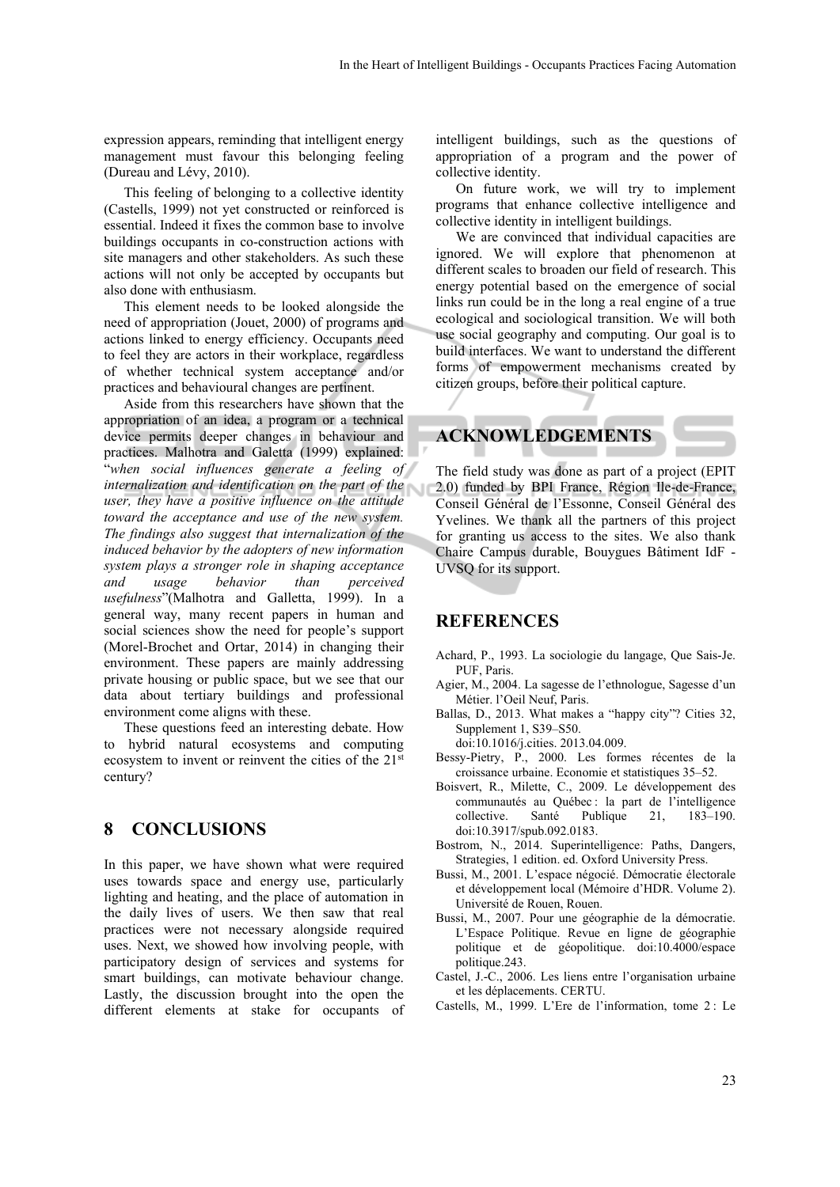expression appears, reminding that intelligent energy management must favour this belonging feeling (Dureau and Lévy, 2010).

This feeling of belonging to a collective identity (Castells, 1999) not yet constructed or reinforced is essential. Indeed it fixes the common base to involve buildings occupants in co-construction actions with site managers and other stakeholders. As such these actions will not only be accepted by occupants but also done with enthusiasm.

This element needs to be looked alongside the need of appropriation (Jouet, 2000) of programs and actions linked to energy efficiency. Occupants need to feel they are actors in their workplace, regardless of whether technical system acceptance and/or practices and behavioural changes are pertinent.

Aside from this researchers have shown that the appropriation of an idea, a program or a technical device permits deeper changes in behaviour and practices. Malhotra and Galetta (1999) explained: "*when social influences generate a feeling of internalization and identification on the part of the user, they have a positive influence on the attitude toward the acceptance and use of the new system. The findings also suggest that internalization of the induced behavior by the adopters of new information system plays a stronger role in shaping acceptance and usage behavior than perceived usefulness*"(Malhotra and Galletta, 1999). In a general way, many recent papers in human and social sciences show the need for people's support (Morel-Brochet and Ortar, 2014) in changing their environment. These papers are mainly addressing private housing or public space, but we see that our data about tertiary buildings and professional environment come aligns with these.

These questions feed an interesting debate. How to hybrid natural ecosystems and computing ecosystem to invent or reinvent the cities of the 21st century?

## 8 CONCLUSIONS

In this paper, we have shown what were required uses towards space and energy use, particularly lighting and heating, and the place of automation in the daily lives of users. We then saw that real practices were not necessary alongside required uses. Next, we showed how involving people, with participatory design of services and systems for smart buildings, can motivate behaviour change. Lastly, the discussion brought into the open the different elements at stake for occupants of intelligent buildings, such as the questions of appropriation of a program and the power of collective identity.

On future work, we will try to implement programs that enhance collective intelligence and collective identity in intelligent buildings.

We are convinced that individual capacities are ignored. We will explore that phenomenon at different scales to broaden our field of research. This energy potential based on the emergence of social links run could be in the long a real engine of a true ecological and sociological transition. We will both use social geography and computing. Our goal is to build interfaces. We want to understand the different forms of empowerment mechanisms created by citizen groups, before their political capture.

## ACKNOWLEDGEMENTS

The field study was done as part of a project (EPIT 2.0) funded by BPI France, Région Ile-de-France, Conseil Général de l'Essonne, Conseil Général des Yvelines. We thank all the partners of this project for granting us access to the sites. We also thank Chaire Campus durable, Bouygues Bâtiment IdF - UVSQ for its support.

## REFERENCES

Achard, P., 1993. La sociologie du langage, Que Sais-Je. PUF, Paris.

Agier, M., 2004. La sagesse de l'ethnologue, Sagesse d'un Métier. l'Oeil Neuf, Paris.

Ballas, D., 2013. What makes a "happy city"? Cities 32, Supplement 1, S39–S50. doi:10.1016/j.cities. 2013.04.009.

Bessy-Pietry, P., 2000. Les formes récentes de la croissance urbaine. Economie et statistiques 35–52.

Boisvert, R., Milette, C., 2009. Le développement des communautés au Québec : la part de l'intelligence collective. Santé Publique 21, 183–190. doi:10.3917/spub.092.0183.

Bostrom, N., 2014. Superintelligence: Paths, Dangers, Strategies, 1 edition. ed. Oxford University Press.

Bussi, M., 2001. L'espace négocié. Démocratie électorale et développement local (Mémoire d'HDR. Volume 2). Université de Rouen, Rouen.

Bussi, M., 2007. Pour une géographie de la démocratie. L'Espace Politique. Revue en ligne de géographie politique et de géopolitique. doi:10.4000/espace politique.243.

Castel, J.-C., 2006. Les liens entre l'organisation urbaine et les déplacements. CERTU.

Castells, M., 1999. L'Ere de l'information, tome 2 : Le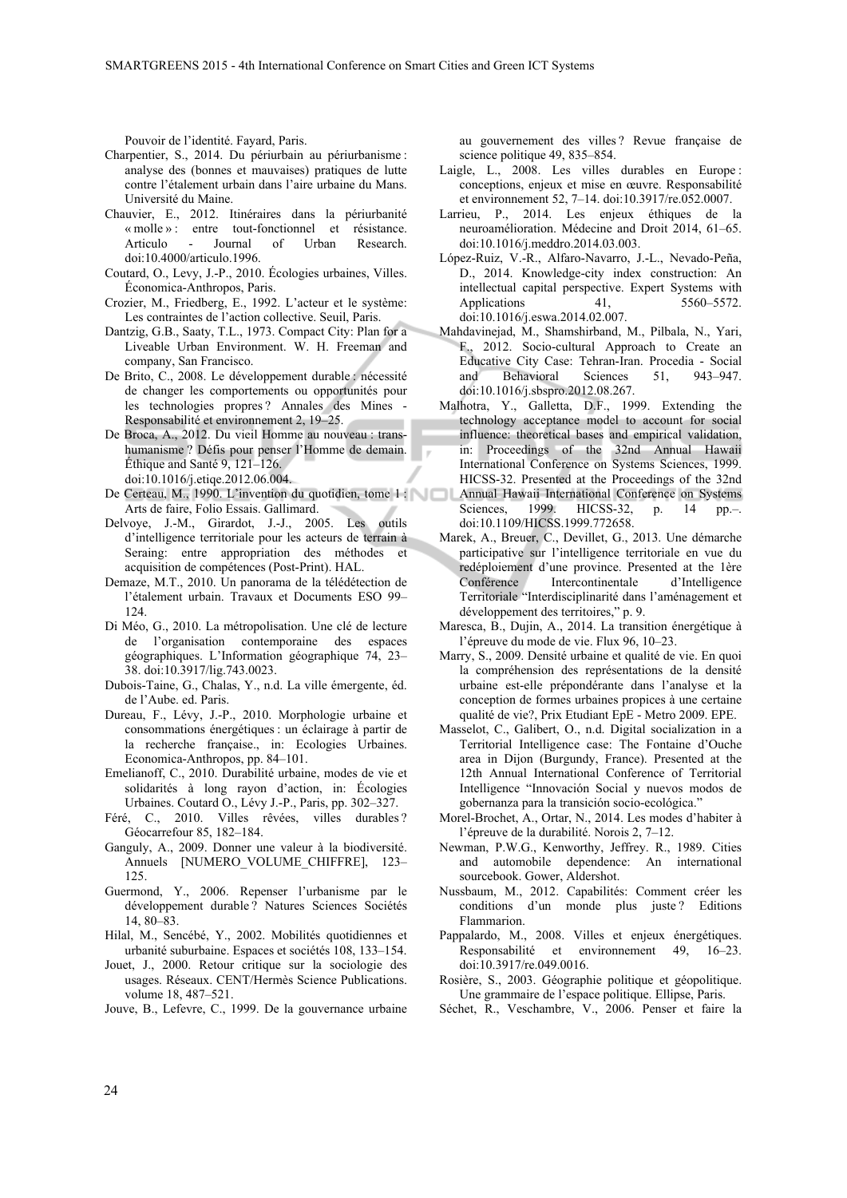Pouvoir de l'identité. Fayard, Paris.

Charpentier, S., 2014. Du périurbain au périurbanisme : analyse des (bonnes et mauvaises) pratiques de lutte contre l'étalement urbain dans l'aire urbaine du Mans. Université du Maine.

Chauvier, E., 2012. Itinéraires dans la périurbanité « molle » : entre tout-fonctionnel et résistance. Articulo - Journal of Urban Research. doi:10.4000/articulo.1996.

Coutard, O., Levy, J.-P., 2010. Écologies urbaines, Villes. Économica-Anthropos, Paris.

Crozier, M., Friedberg, E., 1992. L'acteur et le système: Les contraintes de l'action collective. Seuil, Paris.

Dantzig, G.B., Saaty, T.L., 1973. Compact City: Plan for a Liveable Urban Environment. W. H. Freeman and company, San Francisco.

De Brito, C., 2008. Le développement durable : nécessité de changer les comportements ou opportunités pour les technologies propres ? Annales des Mines - Responsabilité et environnement 2, 19–25.

De Broca, A., 2012. Du vieil Homme au nouveau : trans-humanisme ? Défis pour penser l'Homme de demain. Éthique and Santé 9, 121–126. doi:10.1016/j.etiqe.2012.06.004.

De Certeau, M., 1990. L'invention du quotidien, tome 1 : Arts de faire, Folio Essais. Gallimard.

Delvoye, J.-M., Girardot, J.-J., 2005. Les outils d'intelligence territoriale pour les acteurs de terrain à Seraing: entre appropriation des méthodes et acquisition de compétences (Post-Print). HAL.

Demaze, M.T., 2010. Un panorama de la télédétection de l'étalement urbain. Travaux et Documents ESO 99–124.

Di Méo, G., 2010. La métropolisation. Une clé de lecture de l'organisation contemporaine des espaces géographiques. L'Information géographique 74, 23–38. doi:10.3917/lig.743.0023.

Dubois-Taine, G., Chalas, Y., n.d. La ville émergente, éd. de l'Aube. ed. Paris.

Dureau, F., Lévy, J.-P., 2010. Morphologie urbaine et consommations énergétiques : un éclairage à partir de la recherche française., in: Ecologies Urbaines. Economica-Anthropos, pp. 84–101.

Emelianoff, C., 2010. Durabilité urbaine, modes de vie et solidarités à long rayon d'action, in: Écologies Urbaines. Coutard O., Lévy J.-P., Paris, pp. 302–327.

Féré, C., 2010. Villes rêvées, villes durables ? Géocarrefour 85, 182–184.

Ganguly, A., 2009. Donner une valeur à la biodiversité. Annuels [NUMERO_VOLUME_CHIFFRE], 123–125.

Guermond, Y., 2006. Repenser l'urbanisme par le développement durable ? Natures Sciences Sociétés 14, 80–83.

Hilal, M., Sencébé, Y., 2002. Mobilités quotidiennes et urbanité suburbaine. Espaces et sociétés 108, 133–154.

Jouet, J., 2000. Retour critique sur la sociologie des usages. Réseaux. CENT/Hermès Science Publications. volume 18, 487–521.

Jouve, B., Lefevre, C., 1999. De la gouvernance urbaine au gouvernement des villes ? Revue française de science politique 49, 835–854.

Laigle, L., 2008. Les villes durables en Europe : conceptions, enjeux et mise en œuvre. Responsabilité et environnement 52, 7–14. doi:10.3917/re.052.0007.

Larrieu, P., 2014. Les enjeux éthiques de la neuroamélioration. Médecine and Droit 2014, 61–65. doi:10.1016/j.meddro.2014.03.003.

López-Ruiz, V.-R., Alfaro-Navarro, J.-L., Nevado-Peña, D., 2014. Knowledge-city index construction: An intellectual capital perspective. Expert Systems with Applications 41, 5560–5572. doi:10.1016/j.eswa.2014.02.007.

Mahdavinejad, M., Shamshirband, M., Pilbala, N., Yari, F., 2012. Socio-cultural Approach to Create an Educative City Case: Tehran-Iran. Procedia - Social and Behavioral Sciences 51, 943–947. doi:10.1016/j.sbspro.2012.08.267.

Malhotra, Y., Galletta, D.F., 1999. Extending the technology acceptance model to account for social influence: theoretical bases and empirical validation, in: Proceedings of the 32nd Annual Hawaii International Conference on Systems Sciences, 1999. HICSS-32. Presented at the Proceedings of the 32nd Annual Hawaii International Conference on Systems Sciences, 1999. HICSS-32, p. 14 pp.–. doi:10.1109/HICSS.1999.772658.

Marek, A., Breuer, C., Devillet, G., 2013. Une démarche participative sur l'intelligence territoriale en vue du redéploiement d'une province. Presented at the 1ère Conférence Intercontinentale d'Intelligence Territoriale "Interdisciplinarité dans l'aménagement et développement des territoires," p. 9.

Maresca, B., Dujin, A., 2014. La transition énergétique à l'épreuve du mode de vie. Flux 96, 10–23.

Marry, S., 2009. Densité urbaine et qualité de vie. En quoi la compréhension des représentations de la densité urbaine est-elle prépondérante dans l'analyse et la conception de formes urbaines propices à une certaine qualité de vie?, Prix Etudiant EpE - Metro 2009. EPE.

Masselot, C., Galibert, O., n.d. Digital socialization in a Territorial Intelligence case: The Fontaine d'Ouche area in Dijon (Burgundy, France). Presented at the 12th Annual International Conference of Territorial Intelligence "Innovación Social y nuevos modos de gobernanza para la transición socio-ecológica."

Morel-Brochet, A., Ortar, N., 2014. Les modes d'habiter à l'épreuve de la durabilité. Norois 2, 7–12.

Newman, P.W.G., Kenworthy, Jeffrey. R., 1989. Cities and automobile dependence: An international sourcebook. Gower, Aldershot.

Nussbaum, M., 2012. Capabilités: Comment créer les conditions d'un monde plus juste ? Editions Flammarion.

Pappalardo, M., 2008. Villes et enjeux énergétiques. Responsabilité et environnement 49, 16–23. doi:10.3917/re.049.0016.

Rosière, S., 2003. Géographie politique et géopolitique. Une grammaire de l'espace politique. Ellipse, Paris.

Séchet, R., Veschambre, V., 2006. Penser et faire la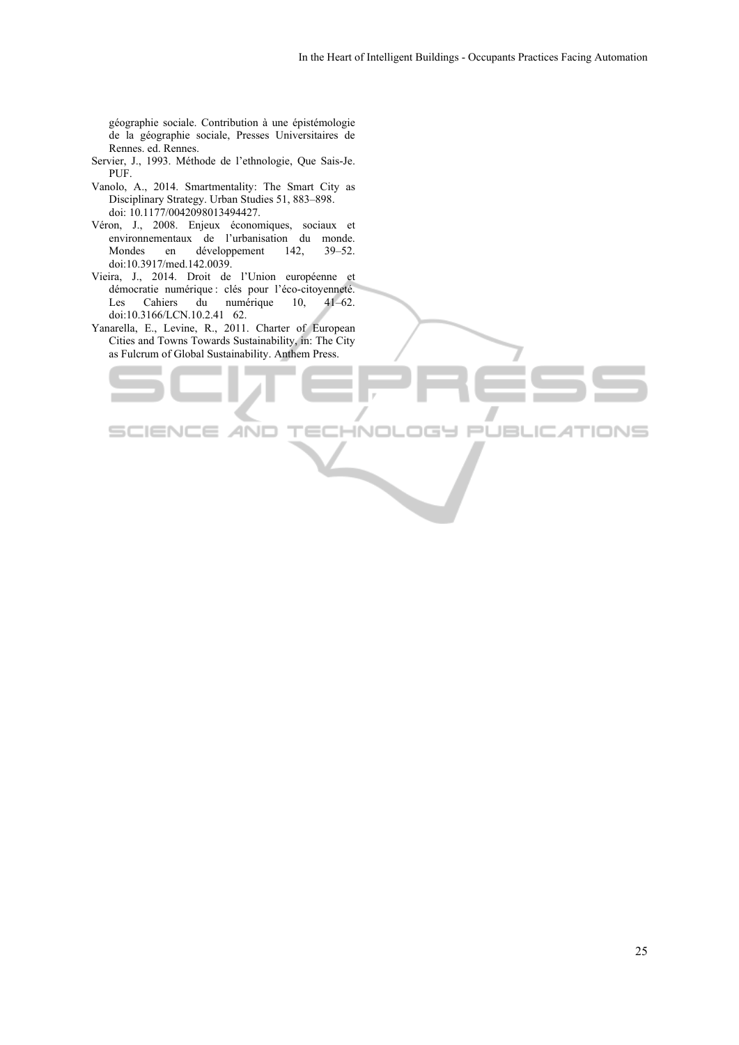géographie sociale. Contribution à une épistémologie de la géographie sociale, Presses Universitaires de Rennes. ed. Rennes.

Servier, J., 1993. Méthode de l'ethnologie, Que Sais-Je. PUF.

Vanolo, A., 2014. Smartmentality: The Smart City as Disciplinary Strategy. Urban Studies 51, 883–898. doi: 10.1177/0042098013494427.

Véron, J., 2008. Enjeux économiques, sociaux et environnementaux de l'urbanisation du monde. Mondes en développement 142, 39–52. doi:10.3917/med.142.0039.

Vieira, J., 2014. Droit de l'Union européenne et démocratie numérique : clés pour l'éco-citoyenneté. Les Cahiers du numérique 10, 41–62. doi:10.3166/LCN.10.2.41 62.

Yanarella, E., Levine, R., 2011. Charter of European Cities and Towns Towards Sustainability, in: The City as Fulcrum of Global Sustainability. Anthem Press.